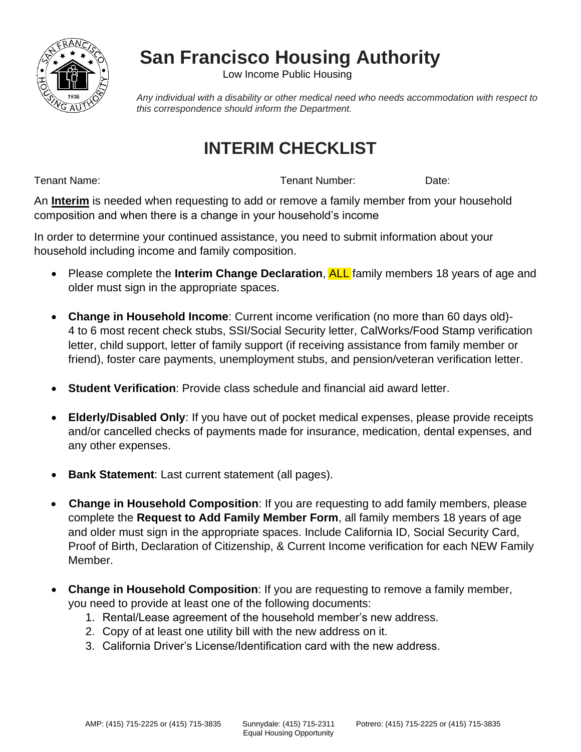# San Francisco Housing Authority

Low Income Public Housing

*Any individual with a disability or other medical need who needs accommodation with respect to this correspondence should inform the Department.*

## INTERIM CHECKLIST

Tenant Name: Tenant Number: Date:

An **Interim** is needed when requesting to add or remove a family member from your household composition and when there is a change in your household's income

In order to determine your continued assistance, you need to submit information about your household including income and family composition.

- Please complete the **Interim Change Declaration**, ALL family members 18 years of age and older must sign in the appropriate spaces.
- **Change in Household Income**: Current income verification (no more than 60 days old)- 4 to 6 most recent check stubs, SSI/Social Security letter, CalWorks/Food Stamp verification letter, child support, letter of family support (if receiving assistance from family member or friend), foster care payments, unemployment stubs, and pension/veteran verification letter.
- **Student Verification**: Provide class schedule and financial aid award letter.
- **Elderly/Disabled Only**: If you have out of pocket medical expenses, please provide receipts and/or cancelled checks of payments made for insurance, medication, dental expenses, and any other expenses.
- **Bank Statement**: Last current statement (all pages).
- **Change in Household Composition**: If you are requesting to add family members, please complete the **Request to Add Family Member Form**, all family members 18 years of age and older must sign in the appropriate spaces. Include California ID, Social Security Card, Proof of Birth, Declaration of Citizenship, & Current Income verification for each NEW Family Member.
- **Change in Household Composition**: If you are requesting to remove a family member, you need to provide at least one of the following documents:
  1. Rental/Lease agreement of the household member's new address.
  2. Copy of at least one utility bill with the new address on it.
  3. California Driver's License/Identification card with the new address.

AMP: (415) 715-2225 or (415) 715-3835 Sunnydale: (415) 715-2311 Potrero: (415) 715-2225 or (415) 715-3835

Equal Housing Opportunity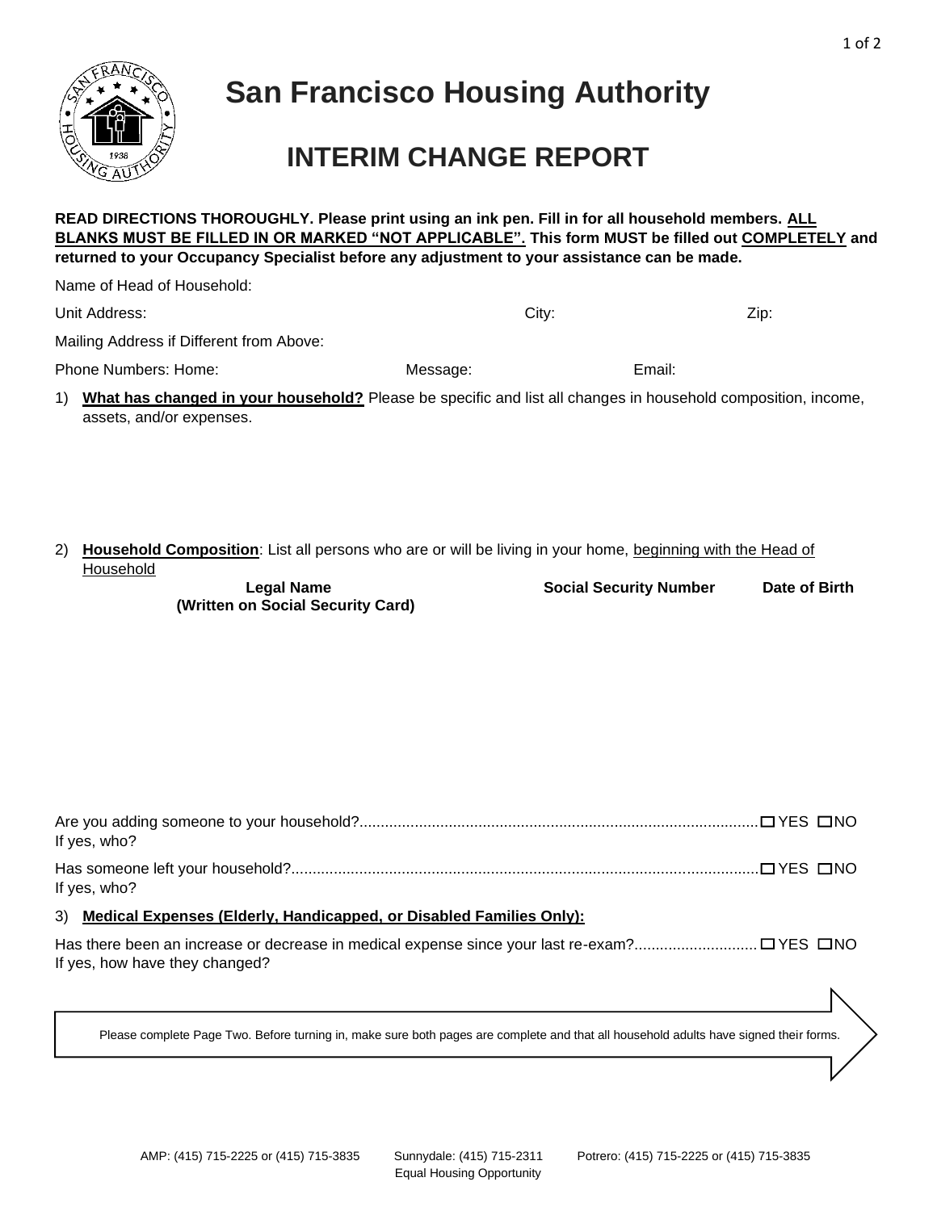# San Francisco Housing Authority

## INTERIM CHANGE REPORT

**READ DIRECTIONS THOROUGHLY. Please print using an ink pen. Fill in for all household members. <u>ALL BLANKS MUST BE FILLED IN OR MARKED "NOT APPLICABLE".</u> This form MUST be filled out <u>COMPLETELY</u> and returned to your Occupancy Specialist before any adjustment to your assistance can be made.**

Name of Head of Household:

Unit Address: City: Zip:

Mailing Address if Different from Above:

Phone Numbers: Home: Message: Email:

1) **<u>What has changed in your household?</u>** Please be specific and list all changes in household composition, income, assets, and/or expenses.

2) **<u>Household Composition</u>**: List all persons who are or will be living in your home, <u>beginning with the Head of Household</u>

| Legal Name (Written on Social Security Card) | Social Security Number | Date of Birth |
|---|---|---|
| | | |

Are you adding someone to your household?.............................................................................................. ☐ YES ☐ NO
If yes, who?

Has someone left your household?............................................................................................................. ☐ YES ☐ NO
If yes, who?

3) **<u>Medical Expenses (Elderly, Handicapped, or Disabled Families Only):</u>**

Has there been an increase or decrease in medical expense since your last re-exam?............................ ☐ YES ☐ NO
If yes, how have they changed?

Please complete Page Two. Before turning in, make sure both pages are complete and that all household adults have signed their forms.

AMP: (415) 715-2225 or (415) 715-3835 Sunnydale: (415) 715-2311 Potrero: (415) 715-2225 or (415) 715-3835

Equal Housing Opportunity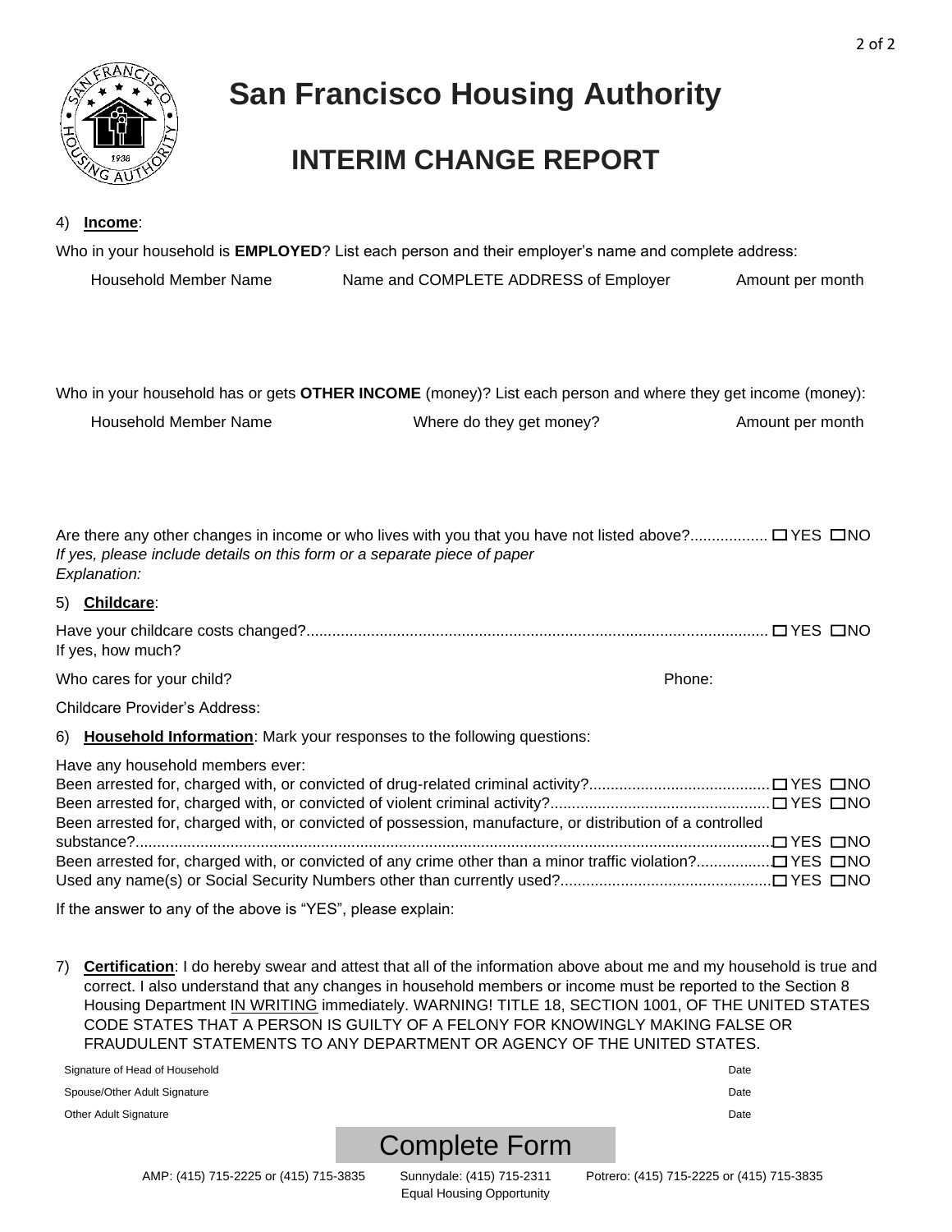# San Francisco Housing Authority

## INTERIM CHANGE REPORT

4) **Income**:

Who in your household is **EMPLOYED**? List each person and their employer's name and complete address:

| Household Member Name | Name and COMPLETE ADDRESS of Employer | Amount per month |
|---|---|---|
| | | |

Who in your household has or gets **OTHER INCOME** (money)? List each person and where they get income (money):

| Household Member Name | Where do they get money? | Amount per month |
|---|---|---|
| | | |

Are there any other changes in income or who lives with you that you have not listed above?................. ☐ YES ☐ NO

*If yes, please include details on this form or a separate piece of paper*

*Explanation:*

5) **Childcare**:

Have your childcare costs changed?.......................................................................................................... ☐ YES ☐ NO

If yes, how much?

Who cares for your child? Phone:

Childcare Provider's Address:

6) **Household Information**: Mark your responses to the following questions:

Have any household members ever:

Been arrested for, charged with, or convicted of drug-related criminal activity?......................................... ☐ YES ☐ NO

Been arrested for, charged with, or convicted of violent criminal activity?.................................................. ☐ YES ☐ NO

Been arrested for, charged with, or convicted of possession, manufacture, or distribution of a controlled substance?................................................................................................................................................ ☐ YES ☐ NO

Been arrested for, charged with, or convicted of any crime other than a minor traffic violation?................. ☐ YES ☐ NO

Used any name(s) or Social Security Numbers other than currently used?................................................. ☐ YES ☐ NO

If the answer to any of the above is "YES", please explain:

7) **Certification**: I do hereby swear and attest that all of the information above about me and my household is true and correct. I also understand that any changes in household members or income must be reported to the Section 8 Housing Department IN WRITING immediately. WARNING! TITLE 18, SECTION 1001, OF THE UNITED STATES CODE STATES THAT A PERSON IS GUILTY OF A FELONY FOR KNOWINGLY MAKING FALSE OR FRAUDULENT STATEMENTS TO ANY DEPARTMENT OR AGENCY OF THE UNITED STATES.

Signature of Head of Household Date

Spouse/Other Adult Signature Date

Other Adult Signature Date

Complete Form

AMP: (415) 715-2225 or (415) 715-3835 Sunnydale: (415) 715-2311 Potrero: (415) 715-2225 or (415) 715-3835

Equal Housing Opportunity